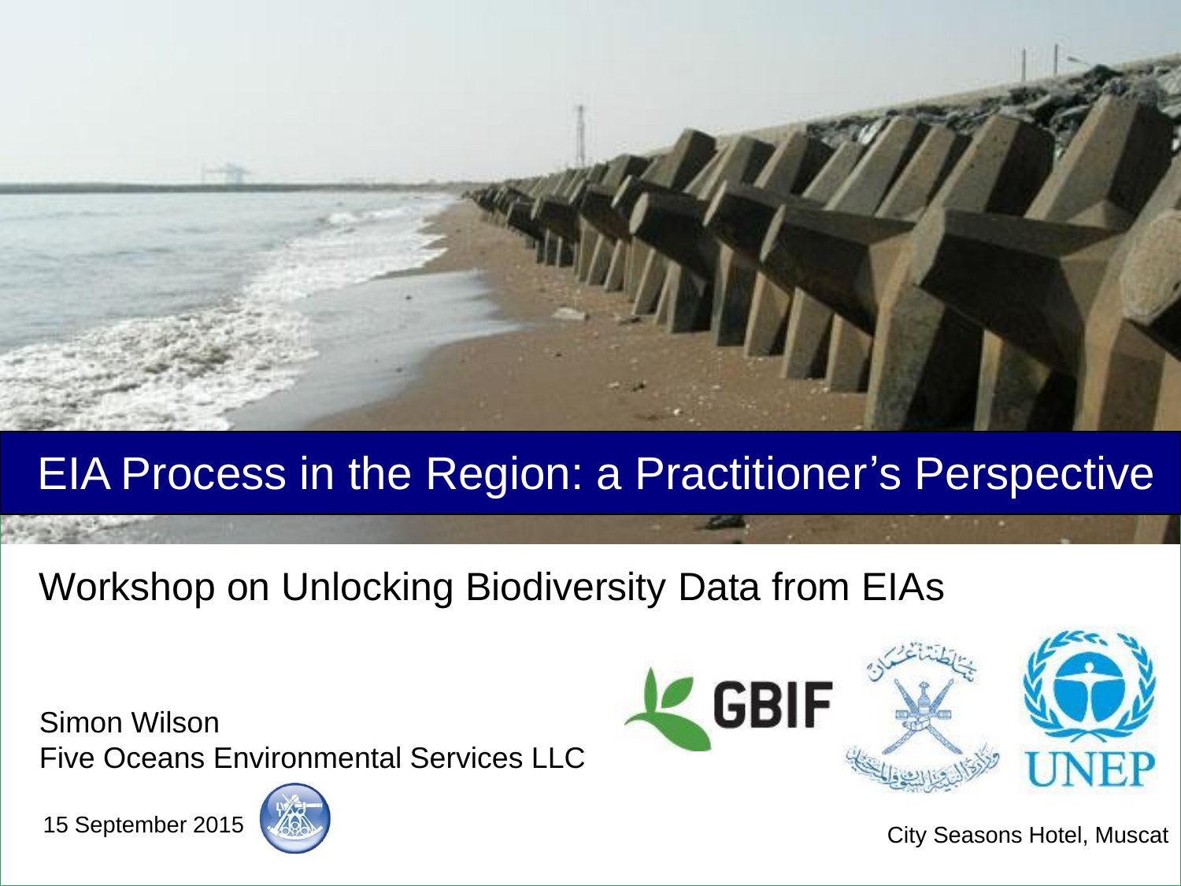# EIA Process in the Region: a Practitioner's Perspective

## Workshop on Unlocking Biodiversity Data from EIAs

Simon Wilson
Five Oceans Environmental Services LLC

15 September 2015

City Seasons Hotel, Muscat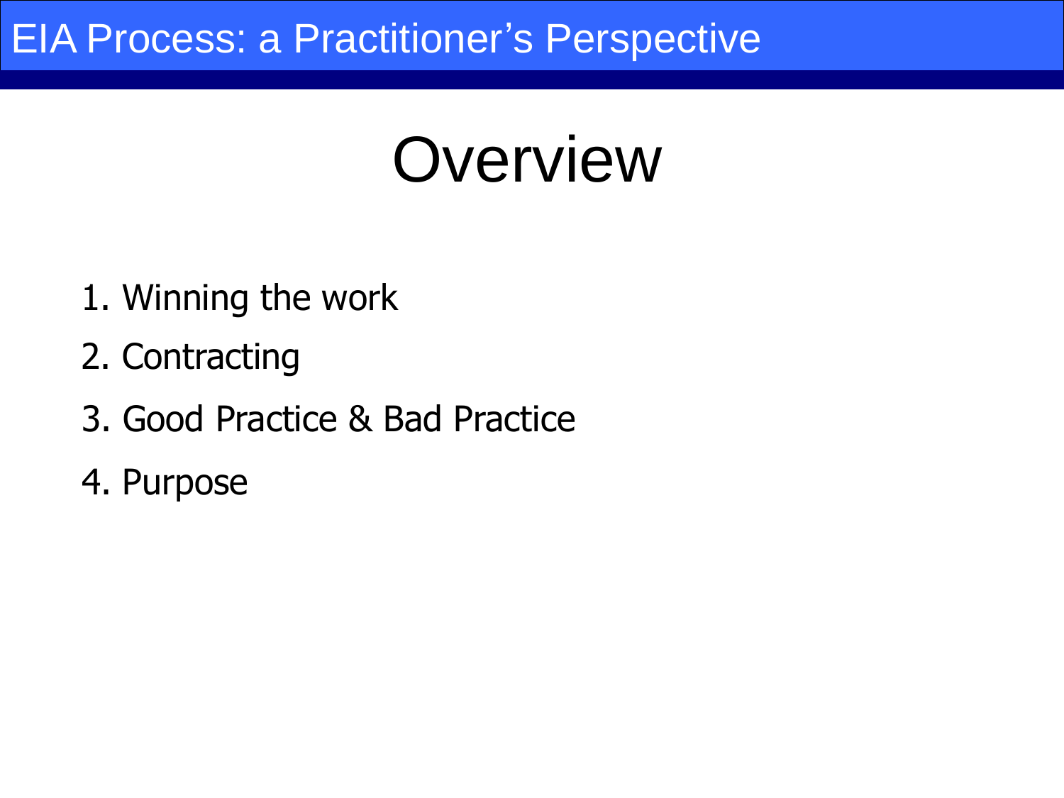# Overview

1. Winning the work
2. Contracting
3. Good Practice & Bad Practice
4. Purpose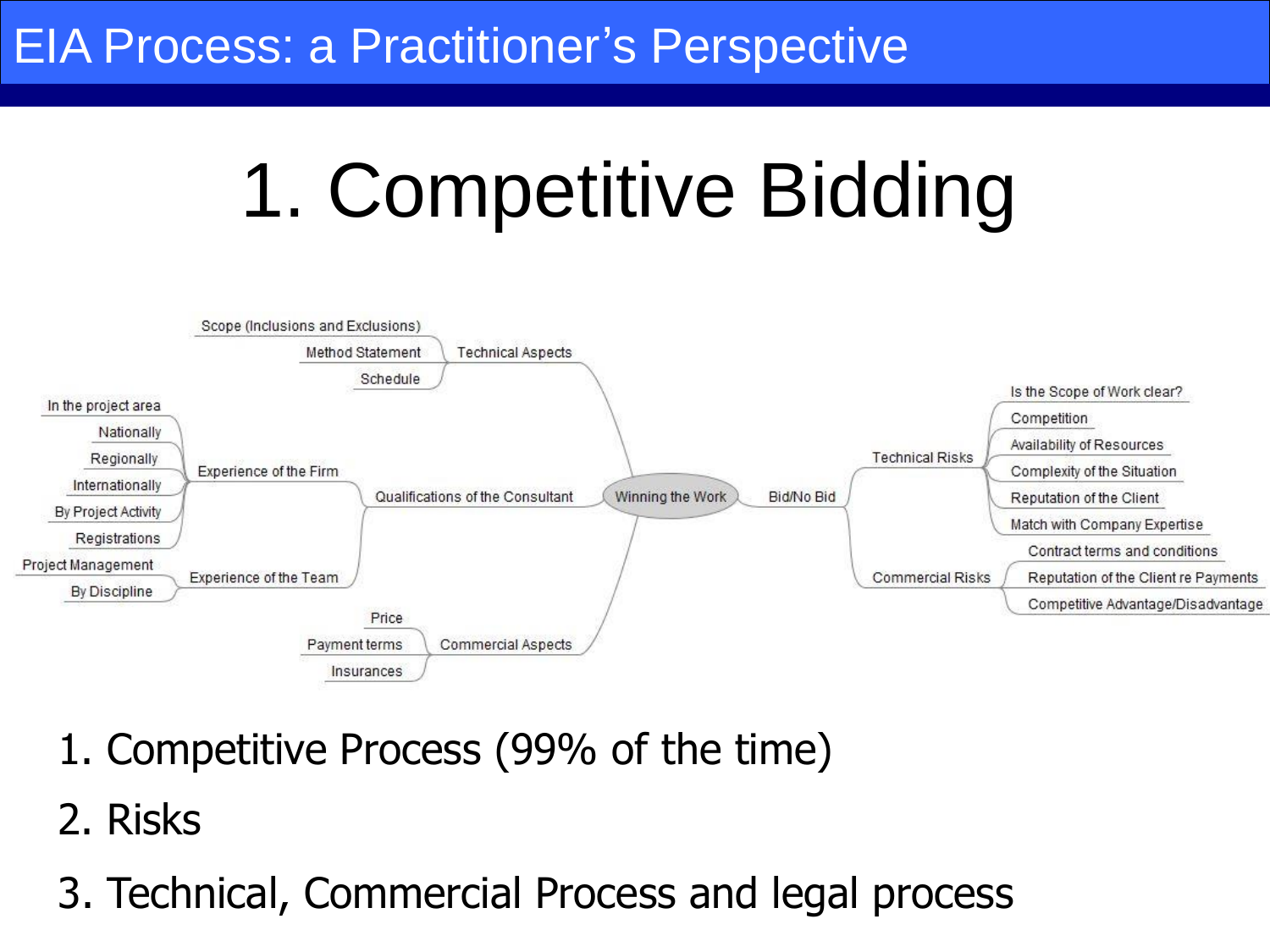EIA Process: a Practitioner's Perspective

# 1. Competitive Bidding

- Winning the Work
  - Technical Aspects
    - Scope (Inclusions and Exclusions)
    - Method Statement
    - Schedule
  - Qualifications of the Consultant
    - Experience of the Firm
      - In the project area
      - Nationally
      - Regionally
      - Internationally
      - By Project Activity
      - Registrations
    - Experience of the Team
      - Project Management
      - By Discipline
  - Commercial Aspects
    - Price
    - Payment terms
    - Insurances
  - Bid/No Bid
    - Technical Risks
      - Is the Scope of Work clear?
      - Competition
      - Availability of Resources
      - Complexity of the Situation
      - Reputation of the Client
      - Match with Company Expertise
    - Commercial Risks
      - Contract terms and conditions
      - Reputation of the Client re Payments
      - Competitive Advantage/Disadvantage

1. Competitive Process (99% of the time)
2. Risks
3. Technical, Commercial Process and legal process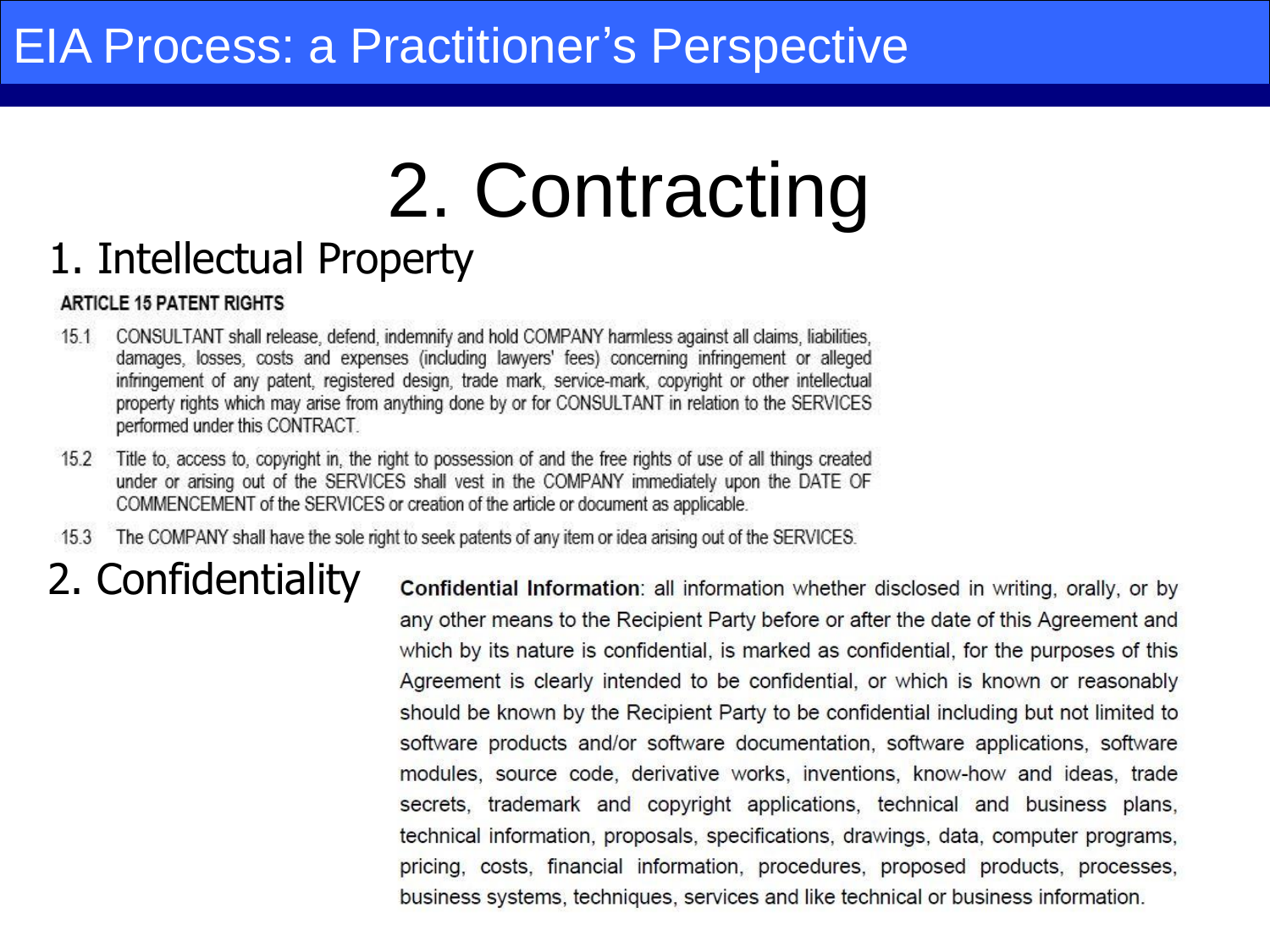# EIA Process: a Practitioner's Perspective

## 2. Contracting

### 1. Intellectual Property

**ARTICLE 15 PATENT RIGHTS**

15.1 CONSULTANT shall release, defend, indemnify and hold COMPANY harmless against all claims, liabilities, damages, losses, costs and expenses (including lawyers' fees) concerning infringement or alleged infringement of any patent, registered design, trade mark, service-mark, copyright or other intellectual property rights which may arise from anything done by or for CONSULTANT in relation to the SERVICES performed under this CONTRACT.

15.2 Title to, access to, copyright in, the right to possession of and the free rights of use of all things created under or arising out of the SERVICES shall vest in the COMPANY immediately upon the DATE OF COMMENCEMENT of the SERVICES or creation of the article or document as applicable.

15.3 The COMPANY shall have the sole right to seek patents of any item or idea arising out of the SERVICES.

### 2. Confidentiality

**Confidential Information**: all information whether disclosed in writing, orally, or by any other means to the Recipient Party before or after the date of this Agreement and which by its nature is confidential, is marked as confidential, for the purposes of this Agreement is clearly intended to be confidential, or which is known or reasonably should be known by the Recipient Party to be confidential including but not limited to software products and/or software documentation, software applications, software modules, source code, derivative works, inventions, know-how and ideas, trade secrets, trademark and copyright applications, technical and business plans, technical information, proposals, specifications, drawings, data, computer programs, pricing, costs, financial information, procedures, proposed products, processes, business systems, techniques, services and like technical or business information.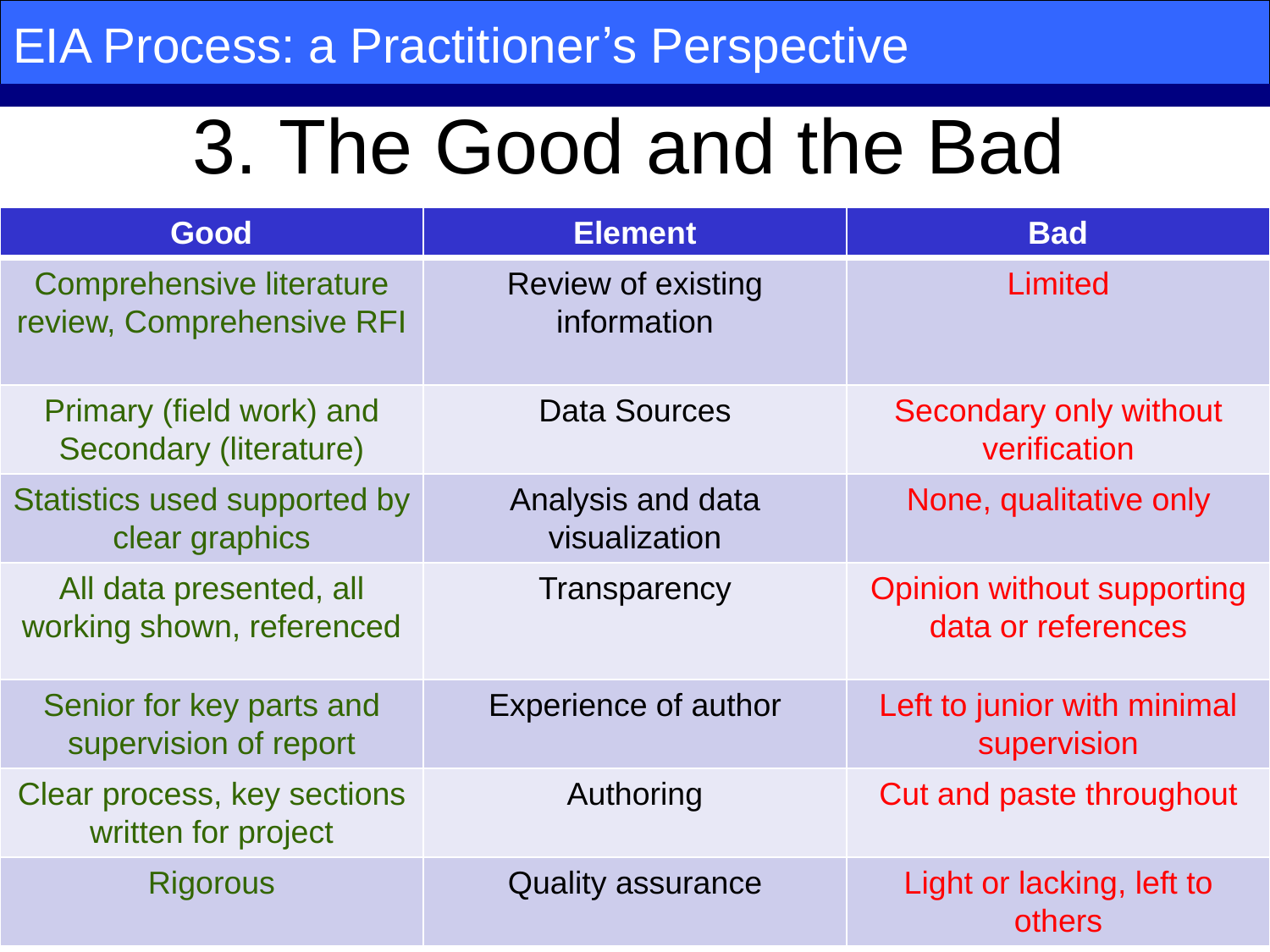# 3. The Good and the Bad

| Good | Element | Bad |
| --- | --- | --- |
| Comprehensive literature review, Comprehensive RFI | Review of existing information | Limited |
| Primary (field work) and Secondary (literature) | Data Sources | Secondary only without verification |
| Statistics used supported by clear graphics | Analysis and data visualization | None, qualitative only |
| All data presented, all working shown, referenced | Transparency | Opinion without supporting data or references |
| Senior for key parts and supervision of report | Experience of author | Left to junior with minimal supervision |
| Clear process, key sections written for project | Authoring | Cut and paste throughout |
| Rigorous | Quality assurance | Light or lacking, left to others |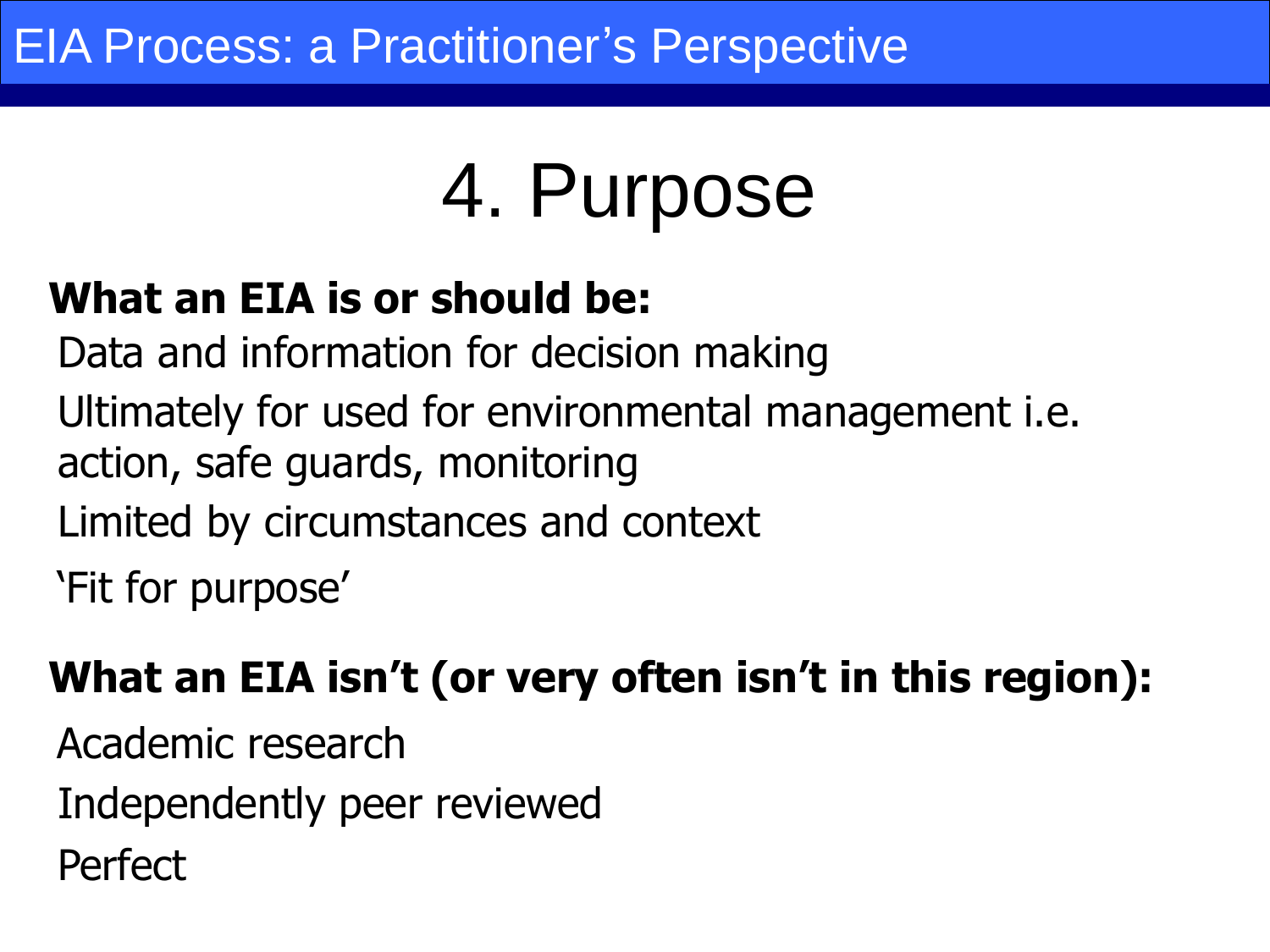# 4. Purpose

**What an EIA is or should be:**

Data and information for decision making

Ultimately for used for environmental management i.e. action, safe guards, monitoring

Limited by circumstances and context

'Fit for purpose'

**What an EIA isn't (or very often isn't in this region):**

Academic research

Independently peer reviewed

Perfect